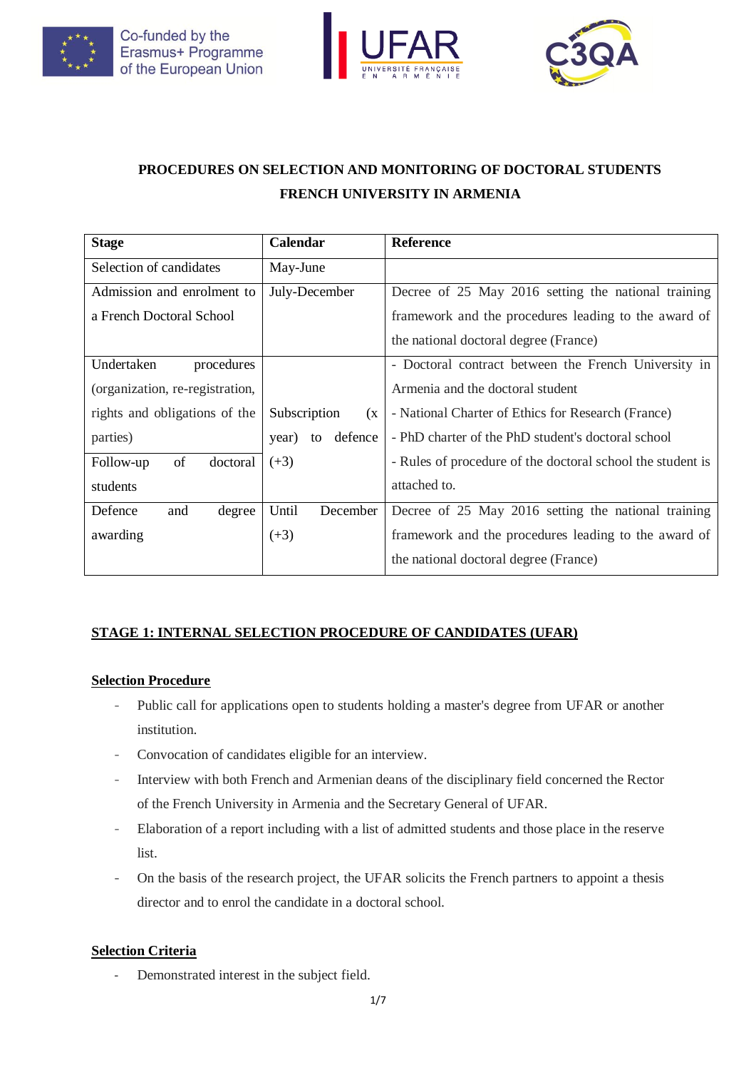Co-funded by the Erasmus+ Programme of the European Union

UFAR — UNIVERSITÉ FRANÇAISE EN ARMÉNIE

C3QA

# PROCEDURES ON SELECTION AND MONITORING OF DOCTORAL STUDENTS
# FRENCH UNIVERSITY IN ARMENIA

| Stage | Calendar | Reference |
|---|---|---|
| Selection of candidates | May-June | |
| Admission and enrolment to a French Doctoral School | July-December | Decree of 25 May 2016 setting the national training framework and the procedures leading to the award of the national doctoral degree (France) |
| Undertaken procedures (organization, re-registration, rights and obligations of the parties) | Subscription (x year) to defence (+3) | - Doctoral contract between the French University in Armenia and the doctoral student<br>- National Charter of Ethics for Research (France)<br>- PhD charter of the PhD student's doctoral school<br>- Rules of procedure of the doctoral school the student is attached to. |
| Follow-up of doctoral students | | |
| Defence and degree awarding | Until December (+3) | Decree of 25 May 2016 setting the national training framework and the procedures leading to the award of the national doctoral degree (France) |

## STAGE 1: INTERNAL SELECTION PROCEDURE OF CANDIDATES (UFAR)

### Selection Procedure

- Public call for applications open to students holding a master's degree from UFAR or another institution.
- Convocation of candidates eligible for an interview.
- Interview with both French and Armenian deans of the disciplinary field concerned the Rector of the French University in Armenia and the Secretary General of UFAR.
- Elaboration of a report including with a list of admitted students and those place in the reserve list.
- On the basis of the research project, the UFAR solicits the French partners to appoint a thesis director and to enrol the candidate in a doctoral school.

### Selection Criteria

- Demonstrated interest in the subject field.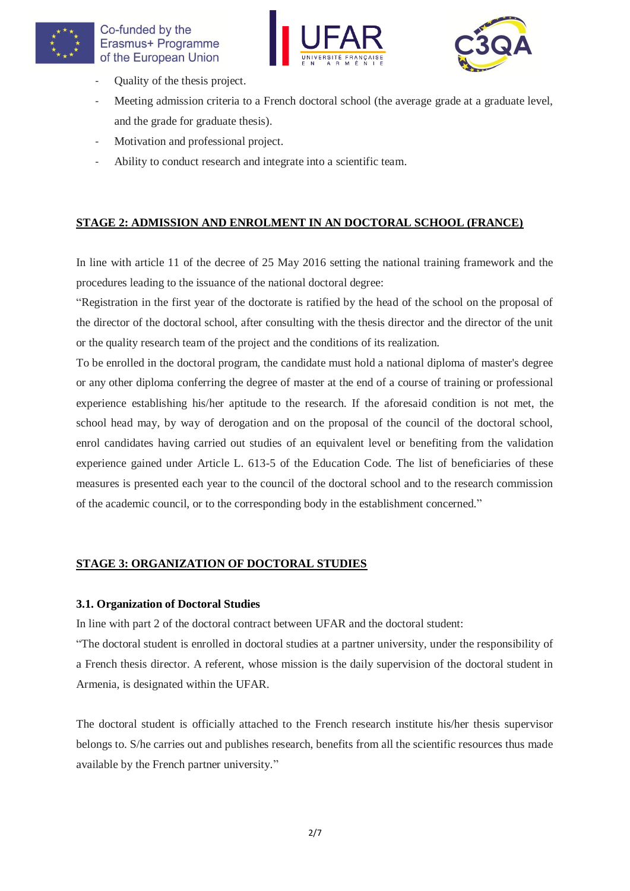- Quality of the thesis project.
- Meeting admission criteria to a French doctoral school (the average grade at a graduate level, and the grade for graduate thesis).
- Motivation and professional project.
- Ability to conduct research and integrate into a scientific team.

## STAGE 2: ADMISSION AND ENROLMENT IN AN DOCTORAL SCHOOL (FRANCE)

In line with article 11 of the decree of 25 May 2016 setting the national training framework and the procedures leading to the issuance of the national doctoral degree:

"Registration in the first year of the doctorate is ratified by the head of the school on the proposal of the director of the doctoral school, after consulting with the thesis director and the director of the unit or the quality research team of the project and the conditions of its realization.

To be enrolled in the doctoral program, the candidate must hold a national diploma of master's degree or any other diploma conferring the degree of master at the end of a course of training or professional experience establishing his/her aptitude to the research. If the aforesaid condition is not met, the school head may, by way of derogation and on the proposal of the council of the doctoral school, enrol candidates having carried out studies of an equivalent level or benefiting from the validation experience gained under Article L. 613-5 of the Education Code. The list of beneficiaries of these measures is presented each year to the council of the doctoral school and to the research commission of the academic council, or to the corresponding body in the establishment concerned."

## STAGE 3: ORGANIZATION OF DOCTORAL STUDIES

### 3.1. Organization of Doctoral Studies

In line with part 2 of the doctoral contract between UFAR and the doctoral student:

"The doctoral student is enrolled in doctoral studies at a partner university, under the responsibility of a French thesis director. A referent, whose mission is the daily supervision of the doctoral student in Armenia, is designated within the UFAR.

The doctoral student is officially attached to the French research institute his/her thesis supervisor belongs to. S/he carries out and publishes research, benefits from all the scientific resources thus made available by the French partner university."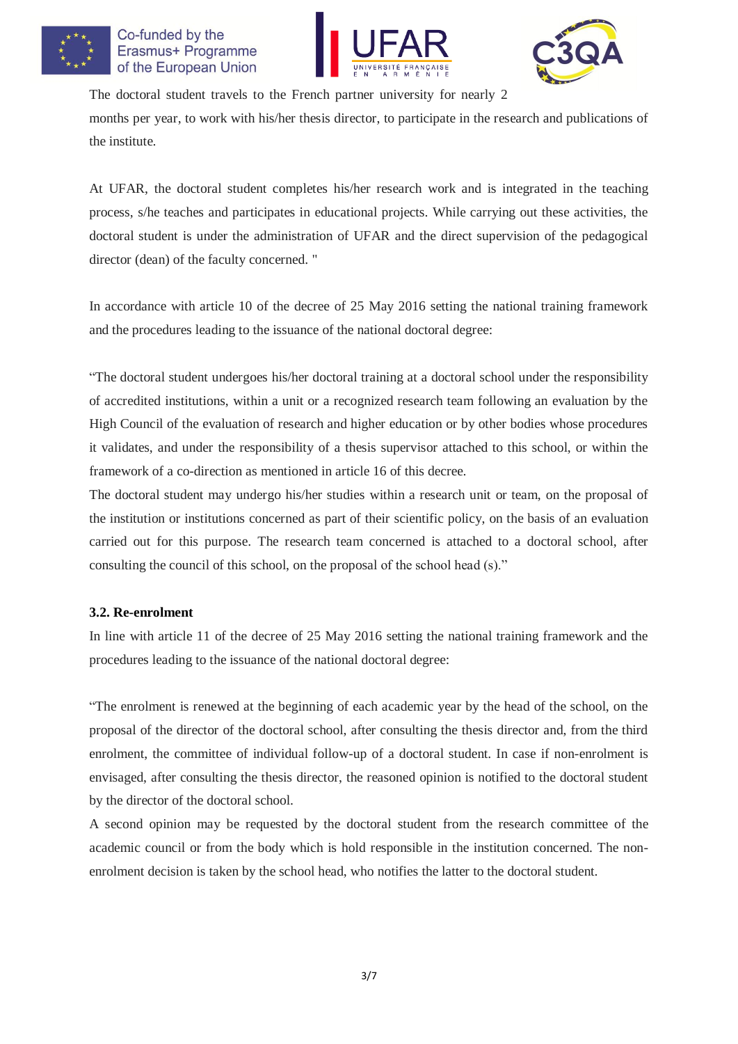The doctoral student travels to the French partner university for nearly 2 months per year, to work with his/her thesis director, to participate in the research and publications of the institute.

At UFAR, the doctoral student completes his/her research work and is integrated in the teaching process, s/he teaches and participates in educational projects. While carrying out these activities, the doctoral student is under the administration of UFAR and the direct supervision of the pedagogical director (dean) of the faculty concerned. "

In accordance with article 10 of the decree of 25 May 2016 setting the national training framework and the procedures leading to the issuance of the national doctoral degree:

"The doctoral student undergoes his/her doctoral training at a doctoral school under the responsibility of accredited institutions, within a unit or a recognized research team following an evaluation by the High Council of the evaluation of research and higher education or by other bodies whose procedures it validates, and under the responsibility of a thesis supervisor attached to this school, or within the framework of a co-direction as mentioned in article 16 of this decree.

The doctoral student may undergo his/her studies within a research unit or team, on the proposal of the institution or institutions concerned as part of their scientific policy, on the basis of an evaluation carried out for this purpose. The research team concerned is attached to a doctoral school, after consulting the council of this school, on the proposal of the school head (s)."

### 3.2. Re-enrolment

In line with article 11 of the decree of 25 May 2016 setting the national training framework and the procedures leading to the issuance of the national doctoral degree:

"The enrolment is renewed at the beginning of each academic year by the head of the school, on the proposal of the director of the doctoral school, after consulting the thesis director and, from the third enrolment, the committee of individual follow-up of a doctoral student. In case if non-enrolment is envisaged, after consulting the thesis director, the reasoned opinion is notified to the doctoral student by the director of the doctoral school.

A second opinion may be requested by the doctoral student from the research committee of the academic council or from the body which is hold responsible in the institution concerned. The non-enrolment decision is taken by the school head, who notifies the latter to the doctoral student.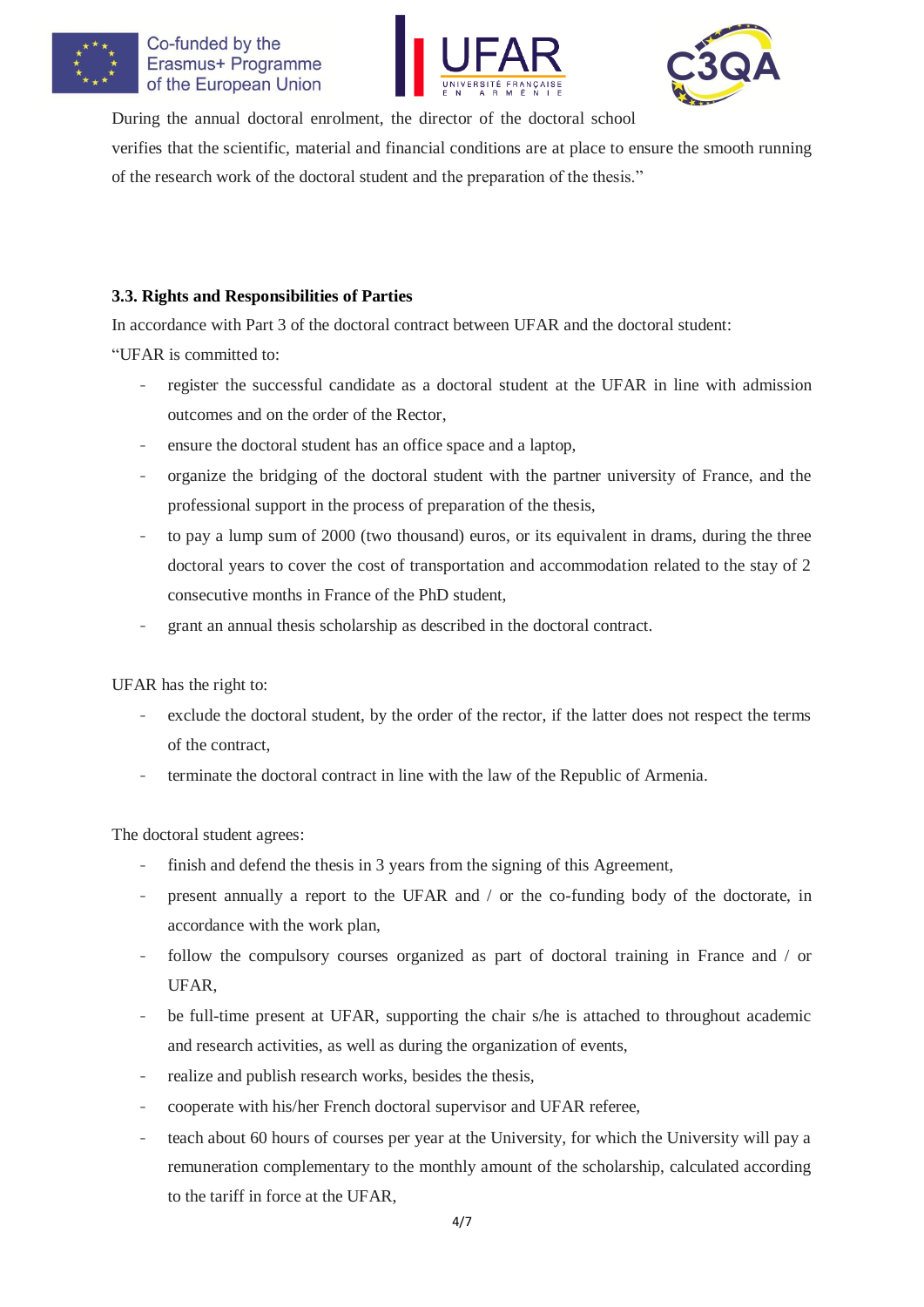During the annual doctoral enrolment, the director of the doctoral school verifies that the scientific, material and financial conditions are at place to ensure the smooth running of the research work of the doctoral student and the preparation of the thesis."

### 3.3. Rights and Responsibilities of Parties

In accordance with Part 3 of the doctoral contract between UFAR and the doctoral student:

"UFAR is committed to:

- register the successful candidate as a doctoral student at the UFAR in line with admission outcomes and on the order of the Rector,
- ensure the doctoral student has an office space and a laptop,
- organize the bridging of the doctoral student with the partner university of France, and the professional support in the process of preparation of the thesis,
- to pay a lump sum of 2000 (two thousand) euros, or its equivalent in drams, during the three doctoral years to cover the cost of transportation and accommodation related to the stay of 2 consecutive months in France of the PhD student,
- grant an annual thesis scholarship as described in the doctoral contract.

UFAR has the right to:

- exclude the doctoral student, by the order of the rector, if the latter does not respect the terms of the contract,
- terminate the doctoral contract in line with the law of the Republic of Armenia.

The doctoral student agrees:

- finish and defend the thesis in 3 years from the signing of this Agreement,
- present annually a report to the UFAR and / or the co-funding body of the doctorate, in accordance with the work plan,
- follow the compulsory courses organized as part of doctoral training in France and / or UFAR,
- be full-time present at UFAR, supporting the chair s/he is attached to throughout academic and research activities, as well as during the organization of events,
- realize and publish research works, besides the thesis,
- cooperate with his/her French doctoral supervisor and UFAR referee,
- teach about 60 hours of courses per year at the University, for which the University will pay a remuneration complementary to the monthly amount of the scholarship, calculated according to the tariff in force at the UFAR,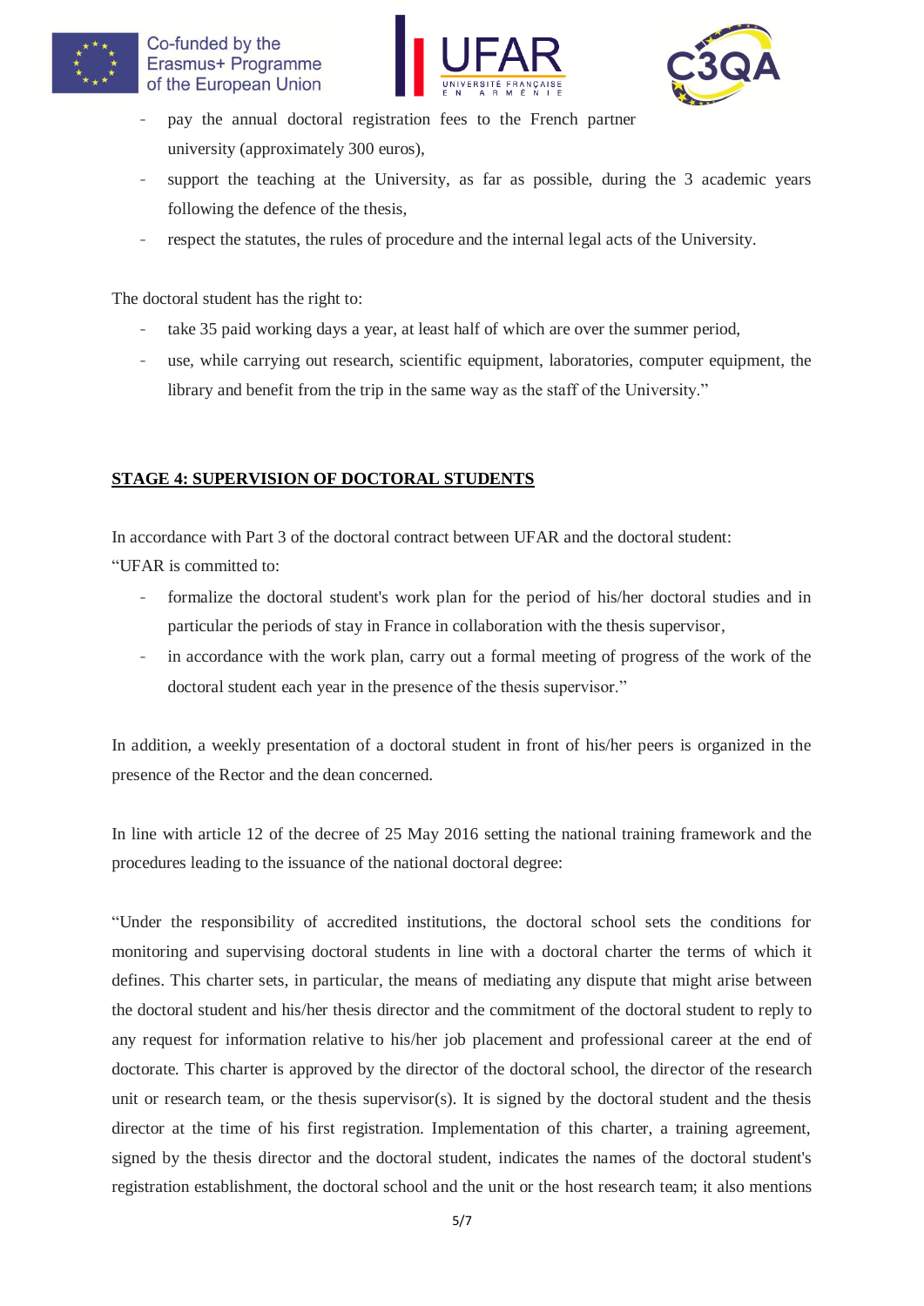- pay the annual doctoral registration fees to the French partner university (approximately 300 euros),
- support the teaching at the University, as far as possible, during the 3 academic years following the defence of the thesis,
- respect the statutes, the rules of procedure and the internal legal acts of the University.

The doctoral student has the right to:

- take 35 paid working days a year, at least half of which are over the summer period,
- use, while carrying out research, scientific equipment, laboratories, computer equipment, the library and benefit from the trip in the same way as the staff of the University."

## STAGE 4: SUPERVISION OF DOCTORAL STUDENTS

In accordance with Part 3 of the doctoral contract between UFAR and the doctoral student:
"UFAR is committed to:

- formalize the doctoral student's work plan for the period of his/her doctoral studies and in particular the periods of stay in France in collaboration with the thesis supervisor,
- in accordance with the work plan, carry out a formal meeting of progress of the work of the doctoral student each year in the presence of the thesis supervisor."

In addition, a weekly presentation of a doctoral student in front of his/her peers is organized in the presence of the Rector and the dean concerned.

In line with article 12 of the decree of 25 May 2016 setting the national training framework and the procedures leading to the issuance of the national doctoral degree:

"Under the responsibility of accredited institutions, the doctoral school sets the conditions for monitoring and supervising doctoral students in line with a doctoral charter the terms of which it defines. This charter sets, in particular, the means of mediating any dispute that might arise between the doctoral student and his/her thesis director and the commitment of the doctoral student to reply to any request for information relative to his/her job placement and professional career at the end of doctorate. This charter is approved by the director of the doctoral school, the director of the research unit or research team, or the thesis supervisor(s). It is signed by the doctoral student and the thesis director at the time of his first registration. Implementation of this charter, a training agreement, signed by the thesis director and the doctoral student, indicates the names of the doctoral student's registration establishment, the doctoral school and the unit or the host research team; it also mentions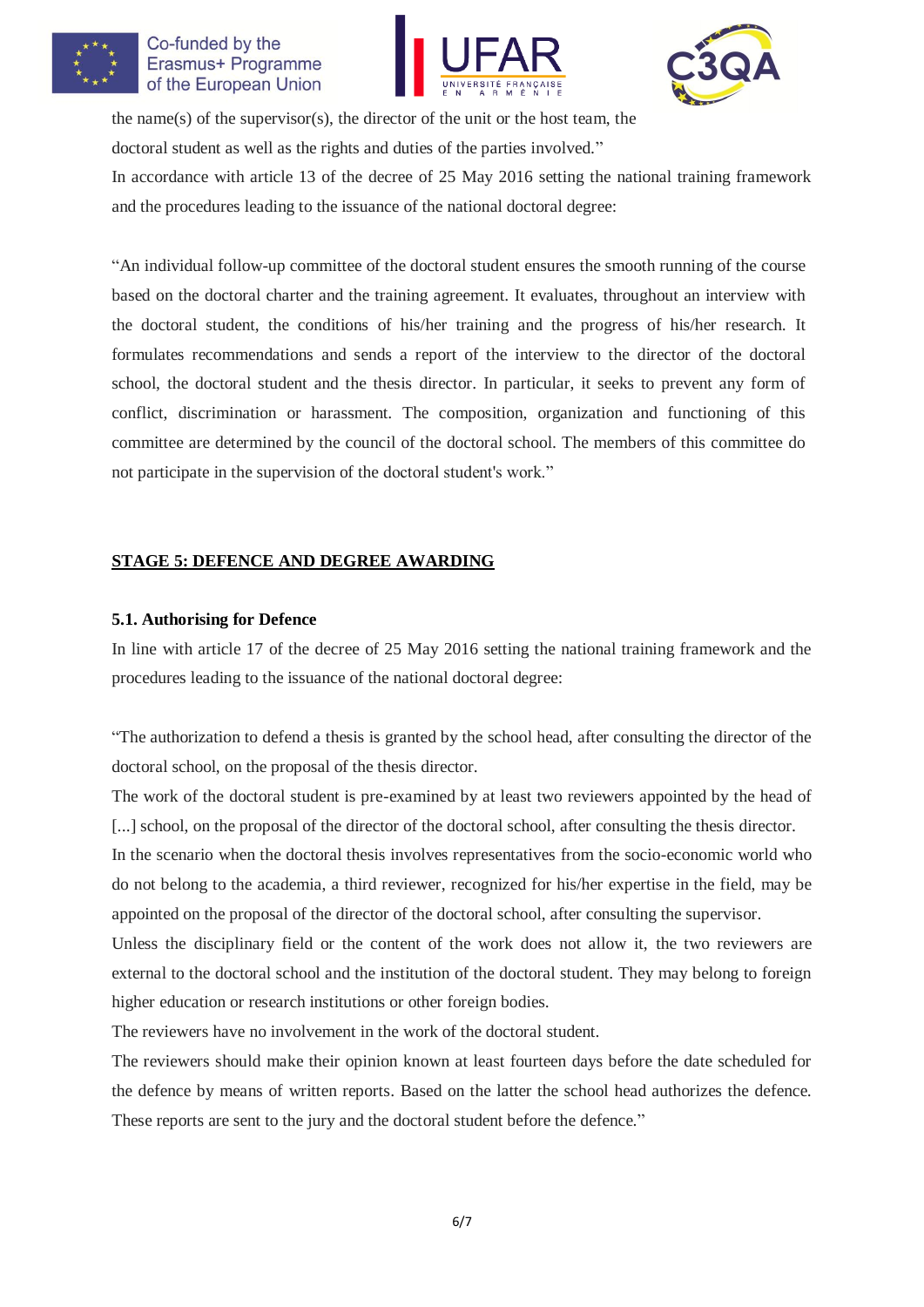the name(s) of the supervisor(s), the director of the unit or the host team, the doctoral student as well as the rights and duties of the parties involved."

In accordance with article 13 of the decree of 25 May 2016 setting the national training framework and the procedures leading to the issuance of the national doctoral degree:

"An individual follow-up committee of the doctoral student ensures the smooth running of the course based on the doctoral charter and the training agreement. It evaluates, throughout an interview with the doctoral student, the conditions of his/her training and the progress of his/her research. It formulates recommendations and sends a report of the interview to the director of the doctoral school, the doctoral student and the thesis director. In particular, it seeks to prevent any form of conflict, discrimination or harassment. The composition, organization and functioning of this committee are determined by the council of the doctoral school. The members of this committee do not participate in the supervision of the doctoral student's work."

## STAGE 5: DEFENCE AND DEGREE AWARDING

### 5.1. Authorising for Defence

In line with article 17 of the decree of 25 May 2016 setting the national training framework and the procedures leading to the issuance of the national doctoral degree:

"The authorization to defend a thesis is granted by the school head, after consulting the director of the doctoral school, on the proposal of the thesis director.

The work of the doctoral student is pre-examined by at least two reviewers appointed by the head of [...] school, on the proposal of the director of the doctoral school, after consulting the thesis director.

In the scenario when the doctoral thesis involves representatives from the socio-economic world who do not belong to the academia, a third reviewer, recognized for his/her expertise in the field, may be appointed on the proposal of the director of the doctoral school, after consulting the supervisor.

Unless the disciplinary field or the content of the work does not allow it, the two reviewers are external to the doctoral school and the institution of the doctoral student. They may belong to foreign higher education or research institutions or other foreign bodies.

The reviewers have no involvement in the work of the doctoral student.

The reviewers should make their opinion known at least fourteen days before the date scheduled for the defence by means of written reports. Based on the latter the school head authorizes the defence. These reports are sent to the jury and the doctoral student before the defence."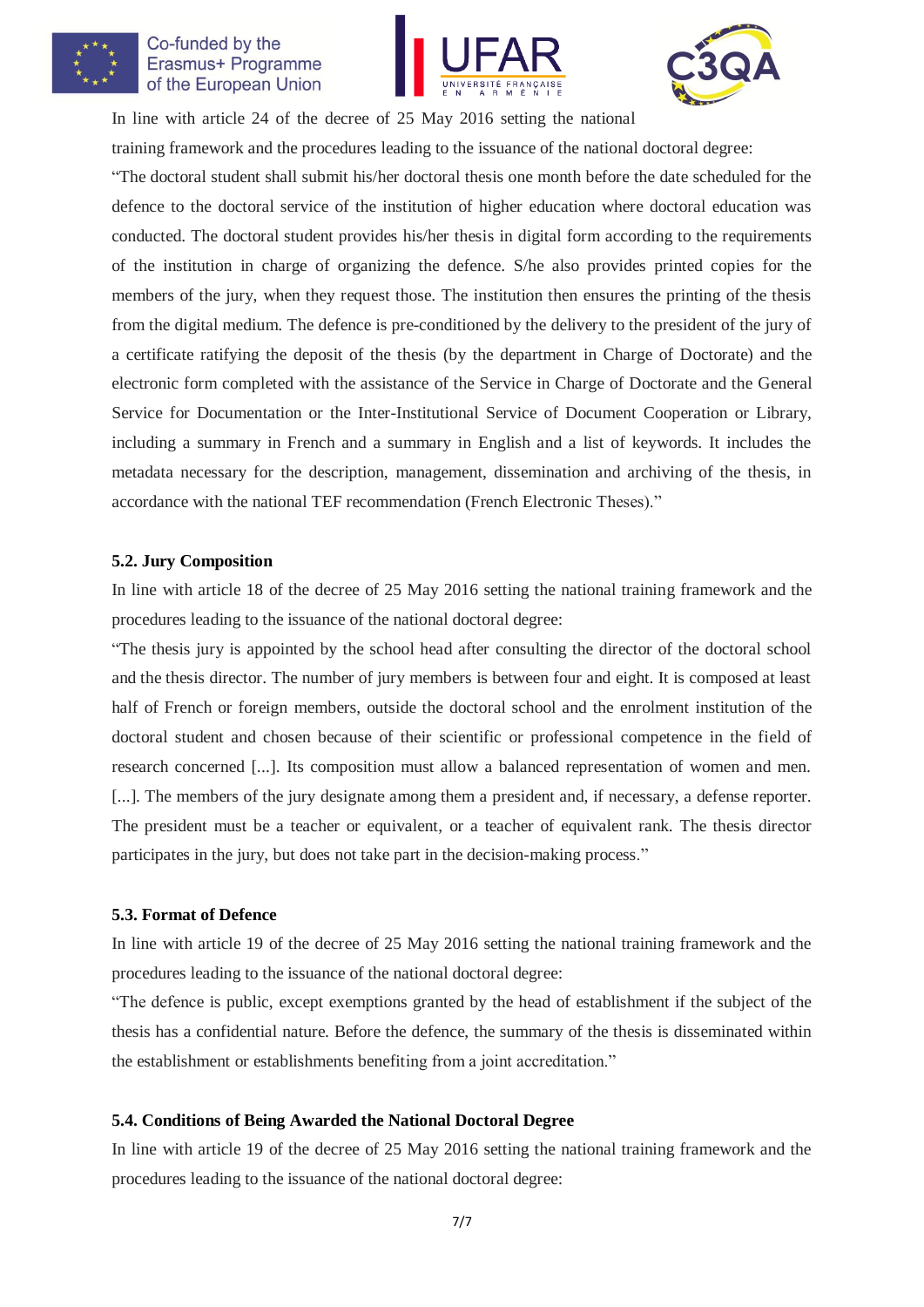In line with article 24 of the decree of 25 May 2016 setting the national training framework and the procedures leading to the issuance of the national doctoral degree:

"The doctoral student shall submit his/her doctoral thesis one month before the date scheduled for the defence to the doctoral service of the institution of higher education where doctoral education was conducted. The doctoral student provides his/her thesis in digital form according to the requirements of the institution in charge of organizing the defence. S/he also provides printed copies for the members of the jury, when they request those. The institution then ensures the printing of the thesis from the digital medium. The defence is pre-conditioned by the delivery to the president of the jury of a certificate ratifying the deposit of the thesis (by the department in Charge of Doctorate) and the electronic form completed with the assistance of the Service in Charge of Doctorate and the General Service for Documentation or the Inter-Institutional Service of Document Cooperation or Library, including a summary in French and a summary in English and a list of keywords. It includes the metadata necessary for the description, management, dissemination and archiving of the thesis, in accordance with the national TEF recommendation (French Electronic Theses)."

### 5.2. Jury Composition

In line with article 18 of the decree of 25 May 2016 setting the national training framework and the procedures leading to the issuance of the national doctoral degree:

"The thesis jury is appointed by the school head after consulting the director of the doctoral school and the thesis director. The number of jury members is between four and eight. It is composed at least half of French or foreign members, outside the doctoral school and the enrolment institution of the doctoral student and chosen because of their scientific or professional competence in the field of research concerned [...]. Its composition must allow a balanced representation of women and men. [...]. The members of the jury designate among them a president and, if necessary, a defense reporter. The president must be a teacher or equivalent, or a teacher of equivalent rank. The thesis director participates in the jury, but does not take part in the decision-making process."

### 5.3. Format of Defence

In line with article 19 of the decree of 25 May 2016 setting the national training framework and the procedures leading to the issuance of the national doctoral degree:

"The defence is public, except exemptions granted by the head of establishment if the subject of the thesis has a confidential nature. Before the defence, the summary of the thesis is disseminated within the establishment or establishments benefiting from a joint accreditation."

### 5.4. Conditions of Being Awarded the National Doctoral Degree

In line with article 19 of the decree of 25 May 2016 setting the national training framework and the procedures leading to the issuance of the national doctoral degree: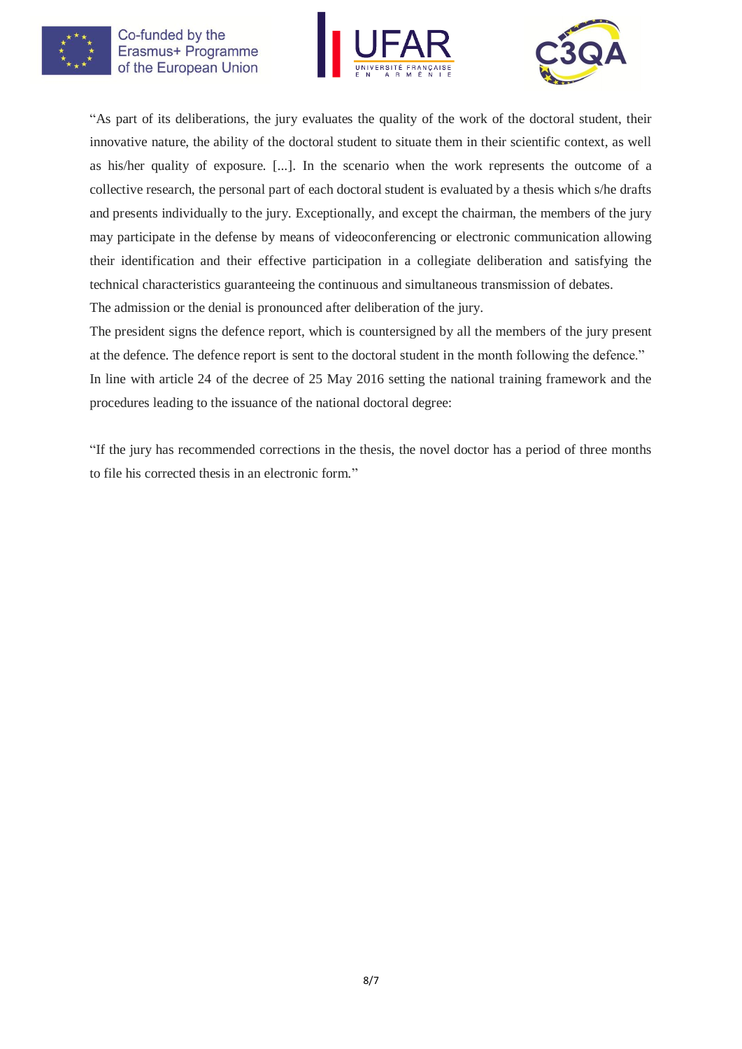"As part of its deliberations, the jury evaluates the quality of the work of the doctoral student, their innovative nature, the ability of the doctoral student to situate them in their scientific context, as well as his/her quality of exposure. [...]. In the scenario when the work represents the outcome of a collective research, the personal part of each doctoral student is evaluated by a thesis which s/he drafts and presents individually to the jury. Exceptionally, and except the chairman, the members of the jury may participate in the defense by means of videoconferencing or electronic communication allowing their identification and their effective participation in a collegiate deliberation and satisfying the technical characteristics guaranteeing the continuous and simultaneous transmission of debates.

The admission or the denial is pronounced after deliberation of the jury.

The president signs the defence report, which is countersigned by all the members of the jury present at the defence. The defence report is sent to the doctoral student in the month following the defence."

In line with article 24 of the decree of 25 May 2016 setting the national training framework and the procedures leading to the issuance of the national doctoral degree:

"If the jury has recommended corrections in the thesis, the novel doctor has a period of three months to file his corrected thesis in an electronic form."